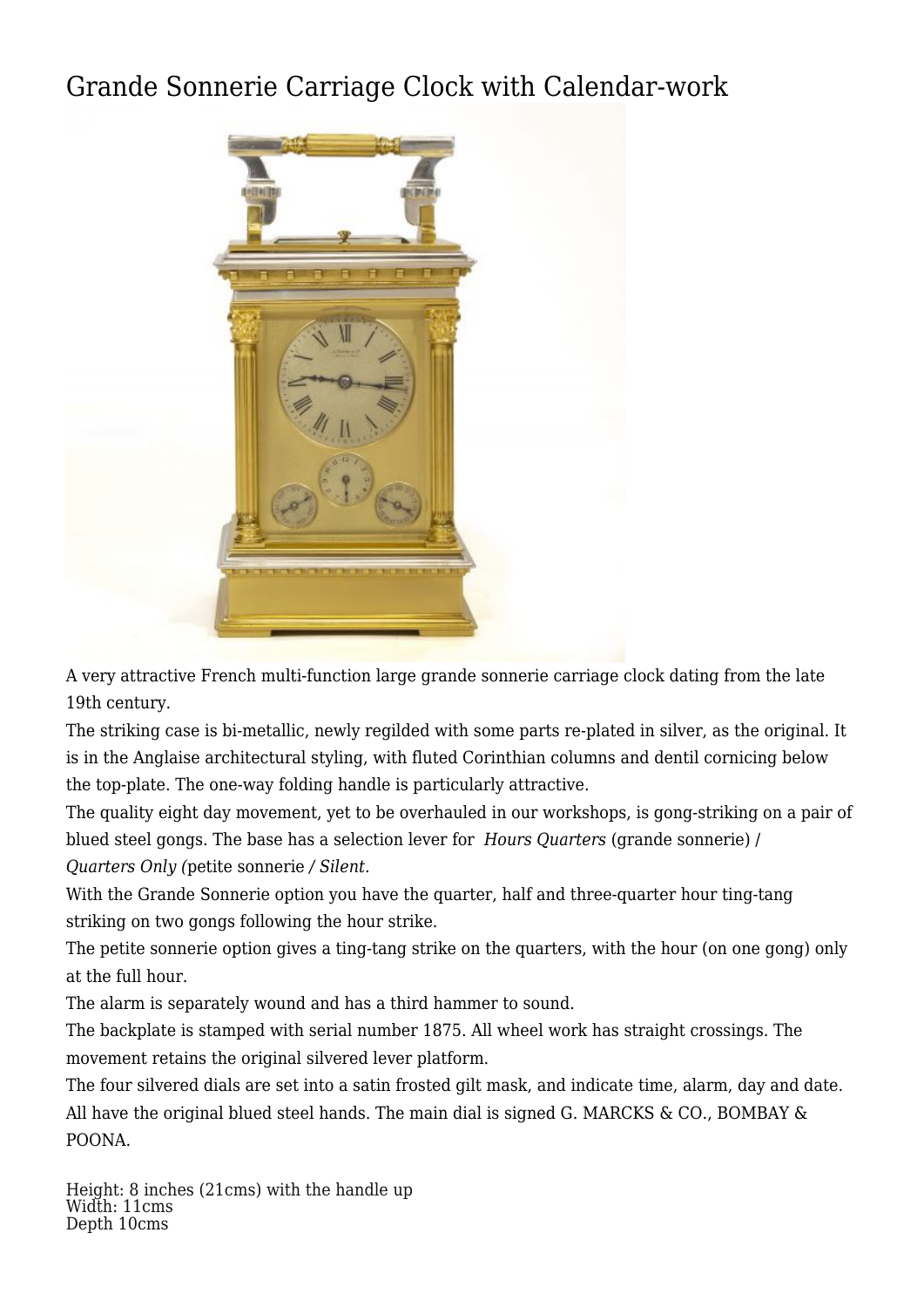# Grande Sonnerie Carriage Clock with Calendar-work

A very attractive French multi-function large grande sonnerie carriage clock dating from the late 19th century.

The striking case is bi-metallic, newly regilded with some parts re-plated in silver, as the original. It is in the Anglaise architectural styling, with fluted Corinthian columns and dentil cornicing below the top-plate. The one-way folding handle is particularly attractive.

The quality eight day movement, yet to be overhauled in our workshops, is gong-striking on a pair of blued steel gongs. The base has a selection lever for *Hours Quarters* (grande sonnerie) / *Quarters Only (*petite sonnerie */ Silent.*

With the Grande Sonnerie option you have the quarter, half and three-quarter hour ting-tang striking on two gongs following the hour strike.

The petite sonnerie option gives a ting-tang strike on the quarters, with the hour (on one gong) only at the full hour.

The alarm is separately wound and has a third hammer to sound.

The backplate is stamped with serial number 1875. All wheel work has straight crossings. The movement retains the original silvered lever platform.

The four silvered dials are set into a satin frosted gilt mask, and indicate time, alarm, day and date. All have the original blued steel hands. The main dial is signed G. MARCKS & CO., BOMBAY & POONA.

Height: 8 inches (21cms) with the handle up
Width: 11cms
Depth 10cms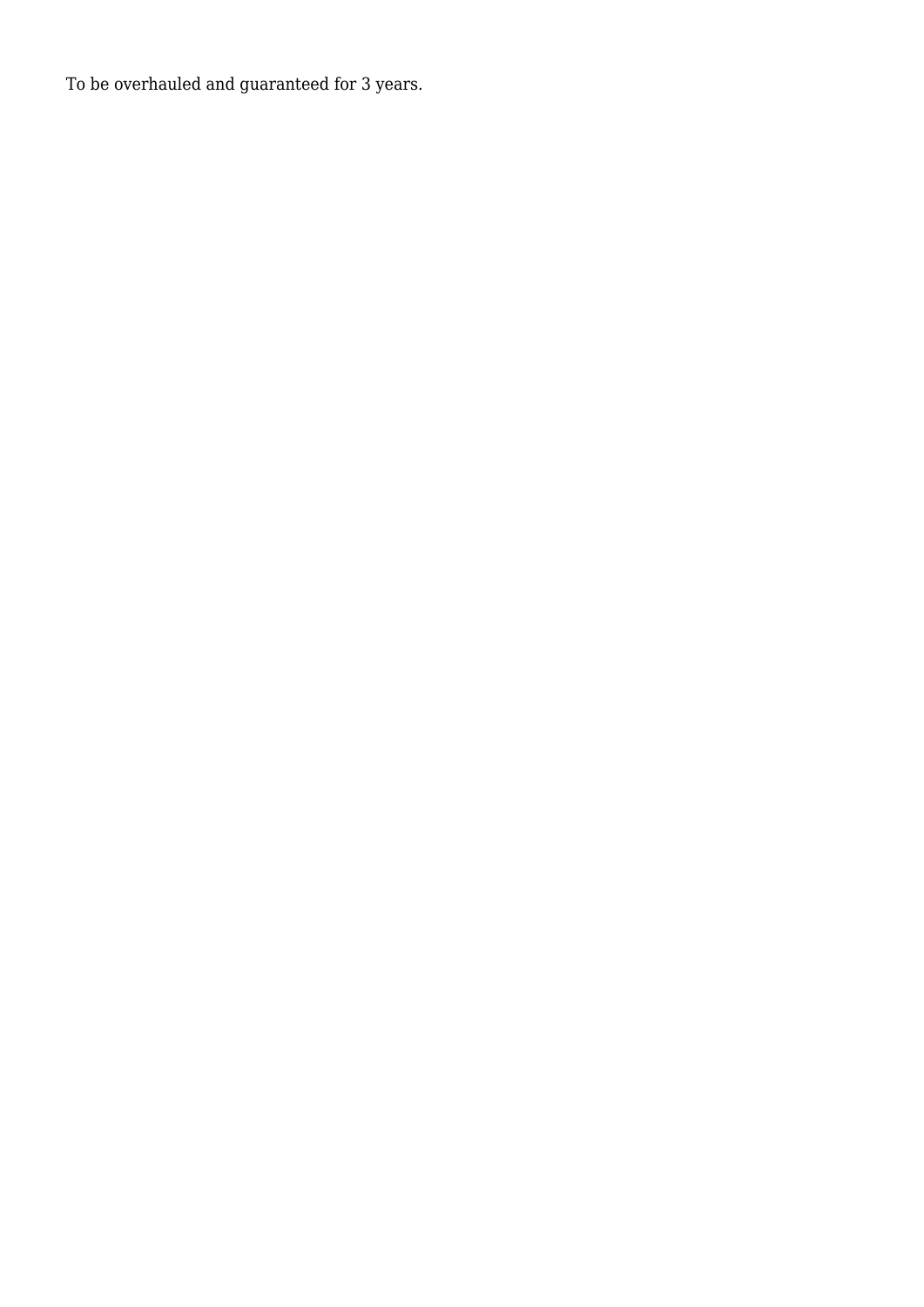To be overhauled and guaranteed for 3 years.